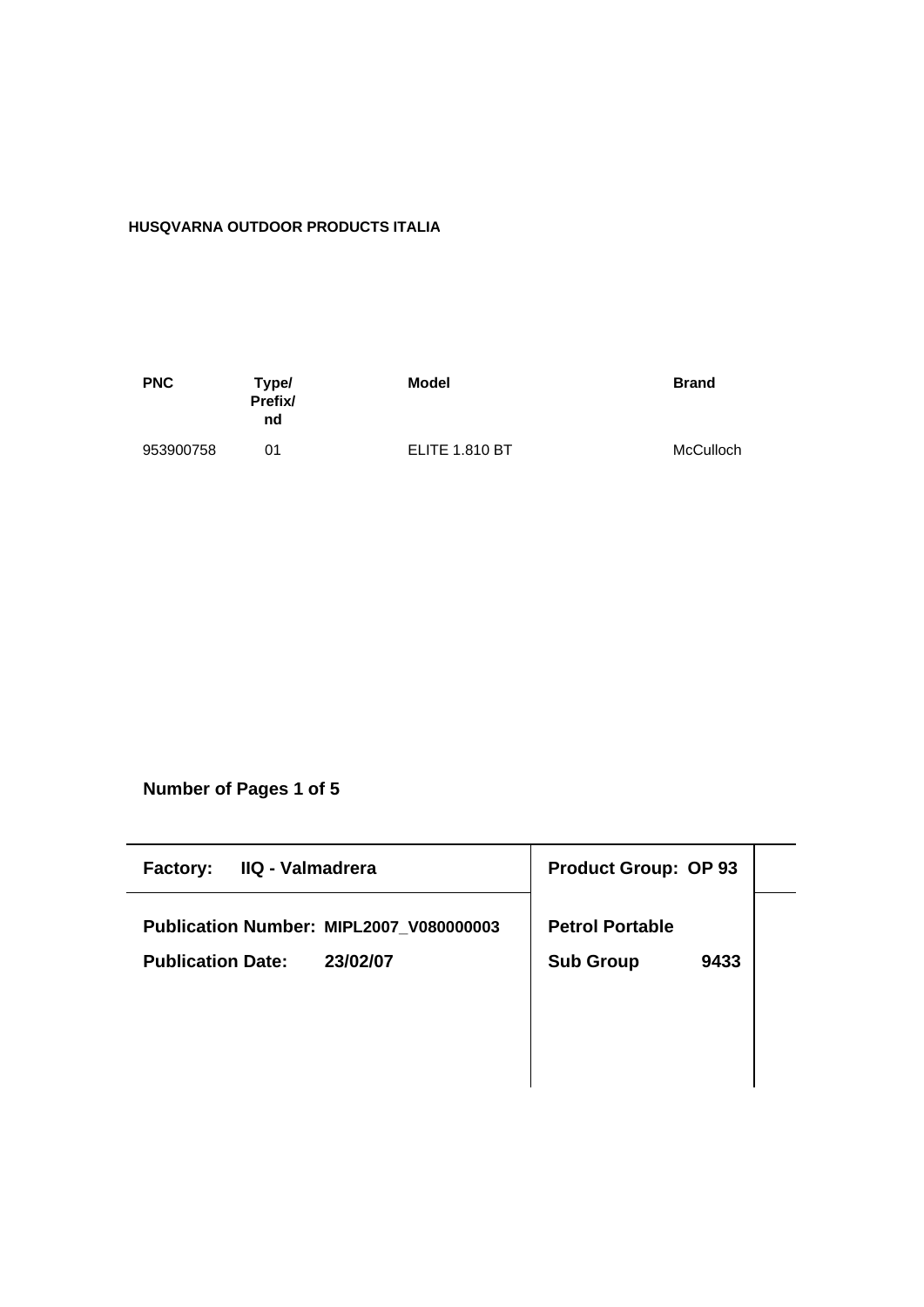**HUSQVARNA OUTDOOR PRODUCTS ITALIA**

| PNC | Type/ Prefix/ nd | Model | Brand |
| --- | --- | --- | --- |
| 953900758 | 01 | ELITE 1.810 BT | McCulloch |

**Number of Pages 1 of 5**

| | |
| --- | --- |
| **Factory: IIQ - Valmadrera** | **Product Group: OP 93** |
| **Publication Number: MIPL2007_V080000003** | **Petrol Portable** |
| **Publication Date: 23/02/07** | **Sub Group 9433** |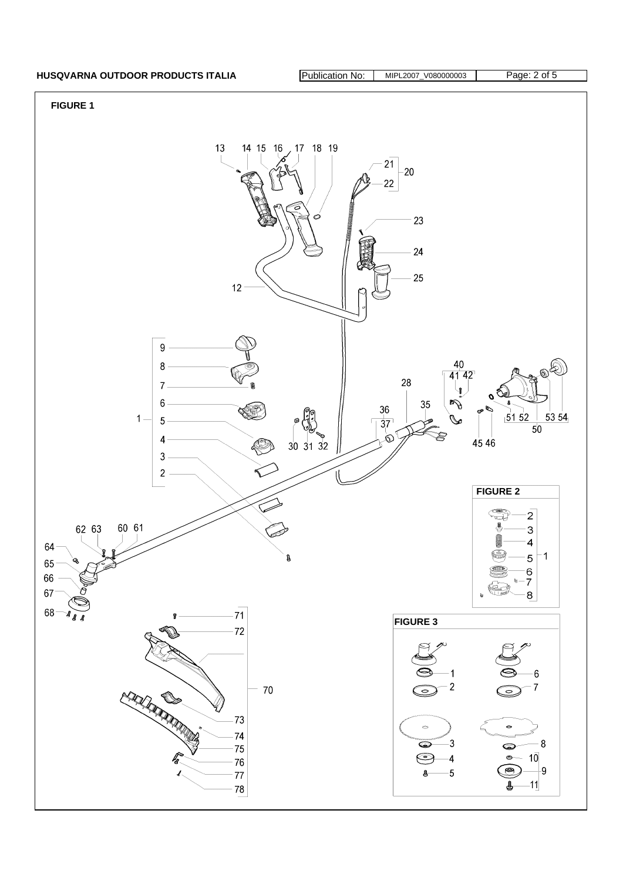## FIGURE 1

13 14 15 16 17 18 19

21
20
22

23

24

25

12

9

8

7

6

1 — 5

4

3

2

40
41 42

28

36
37

35

30 31 32

51 52 53 54
50

45 46

## FIGURE 2

2
3
4
5 — 1
6
7
8

62 63 60 61

64

65

66

67

68

71

72

70

73

74

75

76

77

78

## FIGURE 3

1
2
3
4
5

6
7
8
10
9
11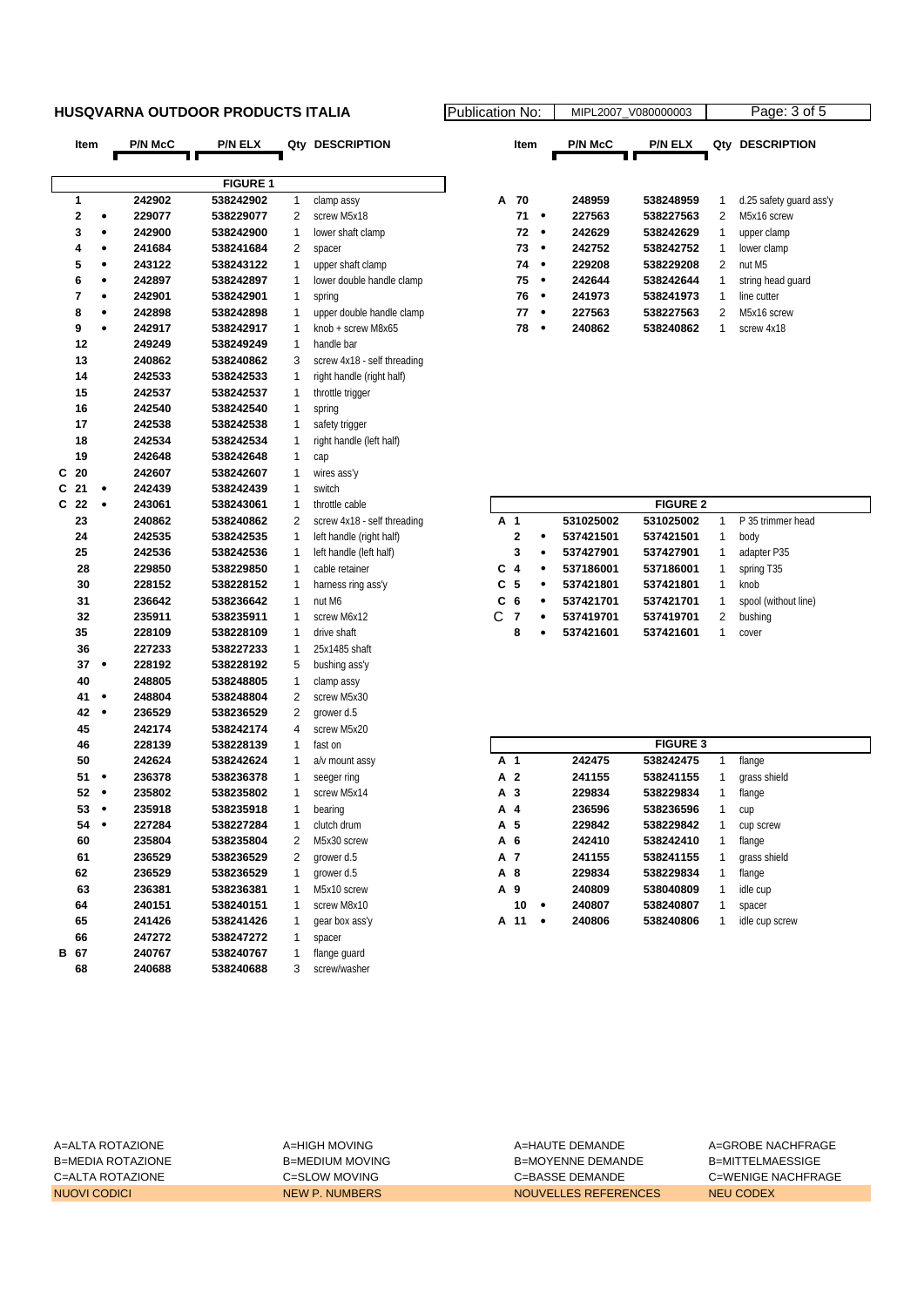# HUSQVARNA OUTDOOR PRODUCTS ITALIA

Publication No: MIPL2007_V080000003

## FIGURE 1

| | Item | | P/N McC | P/N ELX | Qty | DESCRIPTION |
|---|---|---|---|---|---|---|
| | 1 | | 242902 | 538242902 | 1 | clamp assy |
| | 2 | • | 229077 | 538229077 | 2 | screw M5x18 |
| | 3 | • | 242900 | 538242900 | 1 | lower shaft clamp |
| | 4 | • | 241684 | 538241684 | 2 | spacer |
| | 5 | • | 243122 | 538243122 | 1 | upper shaft clamp |
| | 6 | • | 242897 | 538242897 | 1 | lower double handle clamp |
| | 7 | • | 242901 | 538242901 | 1 | spring |
| | 8 | • | 242898 | 538242898 | 1 | upper double handle clamp |
| | 9 | • | 242917 | 538242917 | 1 | knob + screw M8x65 |
| | 12 | | 249249 | 538249249 | 1 | handle bar |
| | 13 | | 240862 | 538240862 | 3 | screw 4x18 - self threading |
| | 14 | | 242533 | 538242533 | 1 | right handle (right half) |
| | 15 | | 242537 | 538242537 | 1 | throttle trigger |
| | 16 | | 242540 | 538242540 | 1 | spring |
| | 17 | | 242538 | 538242538 | 1 | safety trigger |
| | 18 | | 242534 | 538242534 | 1 | right handle (left half) |
| | 19 | | 242648 | 538242648 | 1 | cap |
| C | 20 | | 242607 | 538242607 | 1 | wires ass'y |
| C | 21 | • | 242439 | 538242439 | 1 | switch |
| C | 22 | • | 243061 | 538243061 | 1 | throttle cable |
| | 23 | | 240862 | 538240862 | 2 | screw 4x18 - self threading |
| | 24 | | 242535 | 538242535 | 1 | left handle (right half) |
| | 25 | | 242536 | 538242536 | 1 | left handle (left half) |
| | 28 | | 229850 | 538229850 | 1 | cable retainer |
| | 30 | | 228152 | 538228152 | 1 | harness ring ass'y |
| | 31 | | 236642 | 538236642 | 1 | nut M6 |
| | 32 | | 235911 | 538235911 | 1 | screw M6x12 |
| | 35 | | 228109 | 538228109 | 1 | drive shaft |
| | 36 | | 227233 | 538227233 | 1 | 25x1485 shaft |
| | 37 | • | 228192 | 538228192 | 5 | bushing ass'y |
| | 40 | | 248805 | 538248805 | 1 | clamp assy |
| | 41 | • | 248804 | 538248804 | 2 | screw M5x30 |
| | 42 | • | 236529 | 538236529 | 2 | grower d.5 |
| | 45 | | 242174 | 538242174 | 4 | screw M5x20 |
| | 46 | | 228139 | 538228139 | 1 | fast on |
| | 50 | | 242624 | 538242624 | 1 | a/v mount assy |
| | 51 | • | 236378 | 538236378 | 1 | seeger ring |
| | 52 | • | 235802 | 538235802 | 1 | screw M5x14 |
| | 53 | • | 235918 | 538235918 | 1 | bearing |
| | 54 | • | 227284 | 538227284 | 1 | clutch drum |
| | 60 | | 235804 | 538235804 | 2 | M5x30 screw |
| | 61 | | 236529 | 538236529 | 2 | grower d.5 |
| | 62 | | 236529 | 538236529 | 1 | grower d.5 |
| | 63 | | 236381 | 538236381 | 1 | M5x10 screw |
| | 64 | | 240151 | 538240151 | 1 | screw M8x10 |
| | 65 | | 241426 | 538241426 | 1 | gear box ass'y |
| | 66 | | 247272 | 538247272 | 1 | spacer |
| B | 67 | | 240767 | 538240767 | 1 | flange guard |
| | 68 | | 240688 | 538240688 | 3 | screw/washer |
| A | 70 | | 248959 | 538248959 | 1 | d.25 safety guard ass'y |
| | 71 | • | 227563 | 538227563 | 2 | M5x16 screw |
| | 72 | • | 242629 | 538242629 | 1 | upper clamp |
| | 73 | • | 242752 | 538242752 | 1 | lower clamp |
| | 74 | • | 229208 | 538229208 | 2 | nut M5 |
| | 75 | • | 242644 | 538242644 | 1 | string head guard |
| | 76 | • | 241973 | 538241973 | 1 | line cutter |
| | 77 | • | 227563 | 538227563 | 2 | M5x16 screw |
| | 78 | • | 240862 | 538240862 | 1 | screw 4x18 |

## FIGURE 2

| | Item | | P/N McC | P/N ELX | Qty | DESCRIPTION |
|---|---|---|---|---|---|---|
| A | 1 | | 531025002 | 531025002 | 1 | P 35 trimmer head |
| | 2 | • | 537421501 | 537421501 | 1 | body |
| | 3 | • | 537427901 | 537427901 | 1 | adapter P35 |
| C | 4 | • | 537186001 | 537186001 | 1 | spring T35 |
| C | 5 | • | 537421801 | 537421801 | 1 | knob |
| C | 6 | • | 537421701 | 537421701 | 1 | spool (without line) |
| C | 7 | • | 537419701 | 537419701 | 2 | bushing |
| | 8 | • | 537421601 | 537421601 | 1 | cover |

## FIGURE 3

| | Item | | P/N McC | P/N ELX | Qty | DESCRIPTION |
|---|---|---|---|---|---|---|
| A | 1 | | 242475 | 538242475 | 1 | flange |
| A | 2 | | 241155 | 538241155 | 1 | grass shield |
| A | 3 | | 229834 | 538229834 | 1 | flange |
| A | 4 | | 236596 | 538236596 | 1 | cup |
| A | 5 | | 229842 | 538229842 | 1 | cup screw |
| A | 6 | | 242410 | 538242410 | 1 | flange |
| A | 7 | | 241155 | 538241155 | 1 | grass shield |
| A | 8 | | 229834 | 538229834 | 1 | flange |
| A | 9 | | 240809 | 538040809 | 1 | idle cup |
| | 10 | • | 240807 | 538240807 | 1 | spacer |
| A | 11 | • | 240806 | 538240806 | 1 | idle cup screw |

| | | | |
|---|---|---|---|
| A=ALTA ROTAZIONE | A=HIGH MOVING | A=HAUTE DEMANDE | A=GROBE NACHFRAGE |
| B=MEDIA ROTAZIONE | B=MEDIUM MOVING | B=MOYENNE DEMANDE | B=MITTELMAESSIGE |
| C=ALTA ROTAZIONE | C=SLOW MOVING | C=BASSE DEMANDE | C=WENIGE NACHFRAGE |
| NUOVI CODICI | NEW P. NUMBERS | NOUVELLES REFERENCES | NEU CODEX |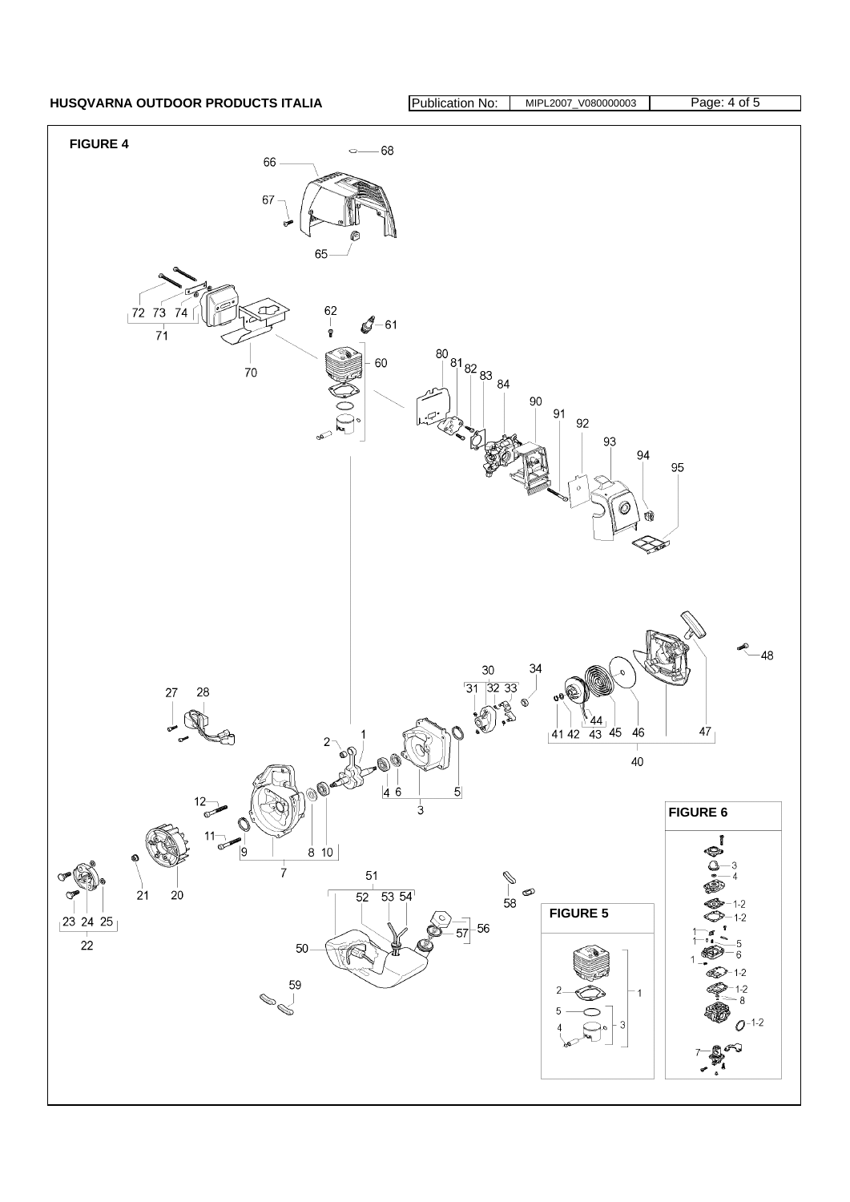## FIGURE 4

66 68 67 65

72 73 74 71 70 62 61 60

80 81 82 83 84 90 91 92 93 94 95

48

30 34 31 32 33 27 28 2 1 41 42 44 43 45 46 47 40

12 4 6 5 3

11 9 8 10 7

21 20 23 24 25 22

51 52 53 54 58 57 56 50 59

## FIGURE 5

2 1 5 4 3

## FIGURE 6

3 4 1-2 1-2 1 1 5 6 1 1-2 1-2 8 1-2 7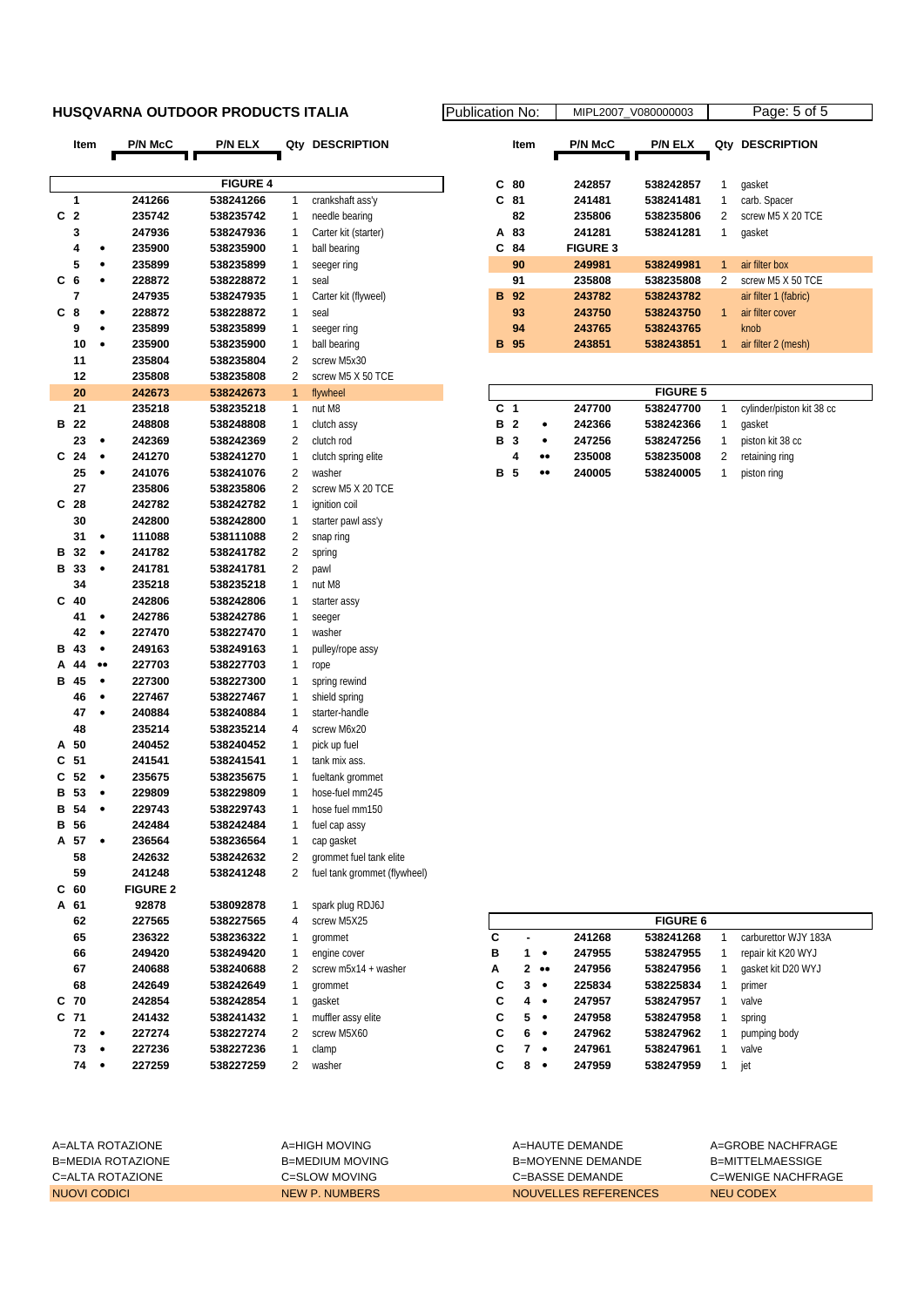**HUSQVARNA OUTDOOR PRODUCTS ITALIA**

Publication No: MIPL2007_V080000003

| | Item | | P/N McC | P/N ELX | Qty | DESCRIPTION |
|---|---|---|---|---|---|---|
| | | | | FIGURE 4 | | |
| | 1 | | 241266 | 538241266 | 1 | crankshaft ass'y |
| C | 2 | | 235742 | 538235742 | 1 | needle bearing |
| | 3 | | 247936 | 538247936 | 1 | Carter kit (starter) |
| | 4 | • | 235900 | 538235900 | 1 | ball bearing |
| | 5 | • | 235899 | 538235899 | 1 | seeger ring |
| C | 6 | • | 228872 | 538228872 | 1 | seal |
| | 7 | | 247935 | 538247935 | 1 | Carter kit (flyweel) |
| C | 8 | • | 228872 | 538228872 | 1 | seal |
| | 9 | • | 235899 | 538235899 | 1 | seeger ring |
| | 10 | • | 235900 | 538235900 | 1 | ball bearing |
| | 11 | | 235804 | 538235804 | 2 | screw M5x30 |
| | 12 | | 235808 | 538235808 | 2 | screw M5 X 50 TCE |
| | 20 | | 242673 | 538242673 | 1 | flywheel |
| | 21 | | 235218 | 538235218 | 1 | nut M8 |
| B | 22 | | 248808 | 538248808 | 1 | clutch assy |
| | 23 | • | 242369 | 538242369 | 2 | clutch rod |
| C | 24 | • | 241270 | 538241270 | 1 | clutch spring elite |
| | 25 | • | 241076 | 538241076 | 2 | washer |
| | 27 | | 235806 | 538235806 | 2 | screw M5 X 20 TCE |
| C | 28 | | 242782 | 538242782 | 1 | ignition coil |
| | 30 | | 242800 | 538242800 | 1 | starter pawl ass'y |
| | 31 | • | 111088 | 538111088 | 2 | snap ring |
| B | 32 | • | 241782 | 538241782 | 2 | spring |
| B | 33 | • | 241781 | 538241781 | 2 | pawl |
| | 34 | | 235218 | 538235218 | 1 | nut M8 |
| C | 40 | | 242806 | 538242806 | 1 | starter assy |
| | 41 | • | 242786 | 538242786 | 1 | seeger |
| | 42 | • | 227470 | 538227470 | 1 | washer |
| B | 43 | • | 249163 | 538249163 | 1 | pulley/rope assy |
| A | 44 | •• | 227703 | 538227703 | 1 | rope |
| B | 45 | • | 227300 | 538227300 | 1 | spring rewind |
| | 46 | • | 227467 | 538227467 | 1 | shield spring |
| | 47 | • | 240884 | 538240884 | 1 | starter-handle |
| | 48 | | 235214 | 538235214 | 4 | screw M6x20 |
| A | 50 | | 240452 | 538240452 | 1 | pick up fuel |
| C | 51 | | 241541 | 538241541 | 1 | tank mix ass. |
| C | 52 | • | 235675 | 538235675 | 1 | fueltank grommet |
| B | 53 | • | 229809 | 538229809 | 1 | hose-fuel mm245 |
| B | 54 | • | 229743 | 538229743 | 1 | hose fuel mm150 |
| B | 56 | | 242484 | 538242484 | 1 | fuel cap assy |
| A | 57 | • | 236564 | 538236564 | 1 | cap gasket |
| | 58 | | 242632 | 538242632 | 2 | grommet fuel tank elite |
| | 59 | | 241248 | 538241248 | 2 | fuel tank grommet (flywheel) |
| C | 60 | | FIGURE 2 | | | |
| A | 61 | | 92878 | 538092878 | 1 | spark plug RDJ6J |
| | 62 | | 227565 | 538227565 | 4 | screw M5X25 |
| | 65 | | 236322 | 538236322 | 1 | grommet |
| | 66 | | 249420 | 538249420 | 1 | engine cover |
| | 67 | | 240688 | 538240688 | 2 | screw m5x14 + washer |
| | 68 | | 242649 | 538242649 | 1 | grommet |
| C | 70 | | 242854 | 538242854 | 1 | gasket |
| C | 71 | | 241432 | 538241432 | 1 | muffler assy elite |
| | 72 | • | 227274 | 538227274 | 2 | screw M5X60 |
| | 73 | • | 227236 | 538227236 | 1 | clamp |
| | 74 | • | 227259 | 538227259 | 2 | washer |
| C | 80 | | 242857 | 538242857 | 1 | gasket |
| C | 81 | | 241481 | 538241481 | 1 | carb. Spacer |
| | 82 | | 235806 | 538235806 | 2 | screw M5 X 20 TCE |
| A | 83 | | 241281 | 538241281 | 1 | gasket |
| C | 84 | | FIGURE 3 | | | |
| | 90 | | 249981 | 538249981 | 1 | air filter box |
| | 91 | | 235808 | 538235808 | 2 | screw M5 X 50 TCE |
| B | 92 | | 243782 | 538243782 | | air filter 1 (fabric) |
| | 93 | | 243750 | 538243750 | 1 | air filter cover |
| | 94 | | 243765 | 538243765 | | knob |
| B | 95 | | 243851 | 538243851 | 1 | air filter 2 (mesh) |
| | | | | FIGURE 5 | | |
| C | 1 | | 247700 | 538247700 | 1 | cylinder/piston kit 38 cc |
| B | 2 | • | 242366 | 538242366 | 1 | gasket |
| B | 3 | • | 247256 | 538247256 | 1 | piston kit 38 cc |
| | 4 | •• | 235008 | 538235008 | 2 | retaining ring |
| B | 5 | •• | 240005 | 538240005 | 1 | piston ring |
| | | | | FIGURE 6 | | |
| C | - | | 241268 | 538241268 | 1 | carburettor WJY 183A |
| B | 1 | • | 247955 | 538247955 | 1 | repair kit K20 WYJ |
| A | 2 | •• | 247956 | 538247956 | 1 | gasket kit D20 WYJ |
| C | 3 | • | 225834 | 538225834 | 1 | primer |
| C | 4 | • | 247957 | 538247957 | 1 | valve |
| C | 5 | • | 247958 | 538247958 | 1 | spring |
| C | 6 | • | 247962 | 538247962 | 1 | pumping body |
| C | 7 | • | 247961 | 538247961 | 1 | valve |
| C | 8 | • | 247959 | 538247959 | 1 | jet |

| | | | |
|---|---|---|---|
| A=ALTA ROTAZIONE | A=HIGH MOVING | A=HAUTE DEMANDE | A=GROBE NACHFRAGE |
| B=MEDIA ROTAZIONE | B=MEDIUM MOVING | B=MOYENNE DEMANDE | B=MITTELMAESSIGE |
| C=ALTA ROTAZIONE | C=SLOW MOVING | C=BASSE DEMANDE | C=WENIGE NACHFRAGE |
| NUOVI CODICI | NEW P. NUMBERS | NOUVELLES REFERENCES | NEU CODEX |